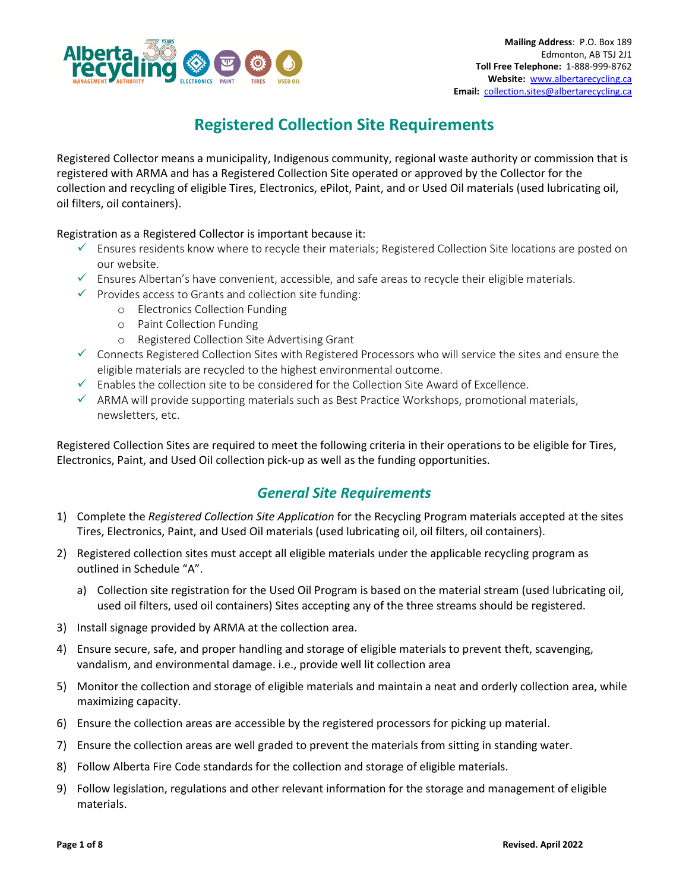**Mailing Address**: P.O. Box 189
Edmonton, AB T5J 2J1
**Toll Free Telephone:** 1-888-999-8762
**Website:** www.albertarecycling.ca
**Email:** collection.sites@albertarecycling.ca

# Registered Collection Site Requirements

Registered Collector means a municipality, Indigenous community, regional waste authority or commission that is registered with ARMA and has a Registered Collection Site operated or approved by the Collector for the collection and recycling of eligible Tires, Electronics, ePilot, Paint, and or Used Oil materials (used lubricating oil, oil filters, oil containers).

Registration as a Registered Collector is important because it:

- ✓ Ensures residents know where to recycle their materials; Registered Collection Site locations are posted on our website.
- ✓ Ensures Albertan's have convenient, accessible, and safe areas to recycle their eligible materials.
- ✓ Provides access to Grants and collection site funding:
  - Electronics Collection Funding
  - Paint Collection Funding
  - Registered Collection Site Advertising Grant
- ✓ Connects Registered Collection Sites with Registered Processors who will service the sites and ensure the eligible materials are recycled to the highest environmental outcome.
- ✓ Enables the collection site to be considered for the Collection Site Award of Excellence.
- ✓ ARMA will provide supporting materials such as Best Practice Workshops, promotional materials, newsletters, etc.

Registered Collection Sites are required to meet the following criteria in their operations to be eligible for Tires, Electronics, Paint, and Used Oil collection pick-up as well as the funding opportunities.

## *General Site Requirements*

1) Complete the *Registered Collection Site Application* for the Recycling Program materials accepted at the sites Tires, Electronics, Paint, and Used Oil materials (used lubricating oil, oil filters, oil containers).
2) Registered collection sites must accept all eligible materials under the applicable recycling program as outlined in Schedule "A".
   a) Collection site registration for the Used Oil Program is based on the material stream (used lubricating oil, used oil filters, used oil containers) Sites accepting any of the three streams should be registered.
3) Install signage provided by ARMA at the collection area.
4) Ensure secure, safe, and proper handling and storage of eligible materials to prevent theft, scavenging, vandalism, and environmental damage. i.e., provide well lit collection area
5) Monitor the collection and storage of eligible materials and maintain a neat and orderly collection area, while maximizing capacity.
6) Ensure the collection areas are accessible by the registered processors for picking up material.
7) Ensure the collection areas are well graded to prevent the materials from sitting in standing water.
8) Follow Alberta Fire Code standards for the collection and storage of eligible materials.
9) Follow legislation, regulations and other relevant information for the storage and management of eligible materials.

**Revised. April 2022**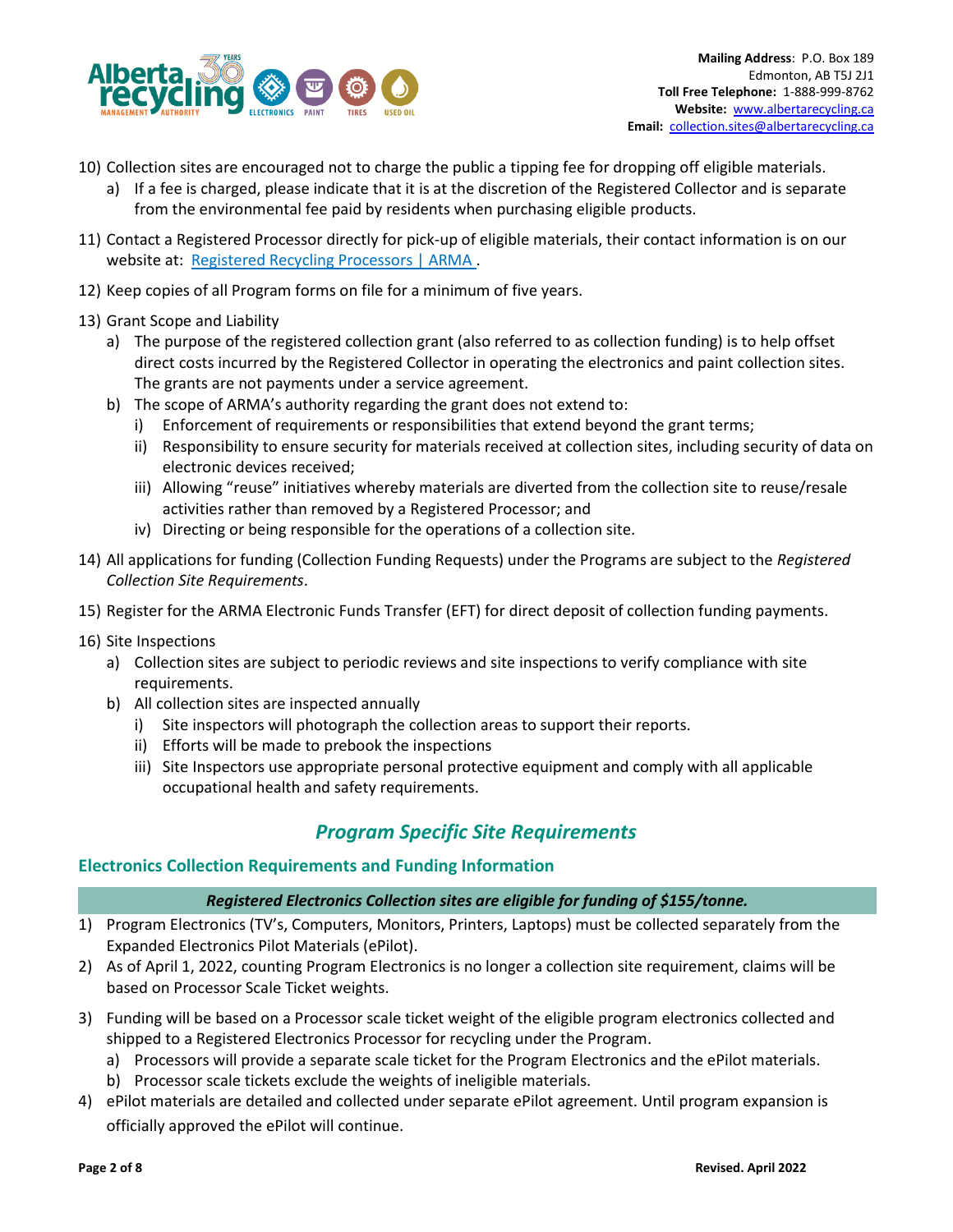10) Collection sites are encouraged not to charge the public a tipping fee for dropping off eligible materials.
    a) If a fee is charged, please indicate that it is at the discretion of the Registered Collector and is separate from the environmental fee paid by residents when purchasing eligible products.
11) Contact a Registered Processor directly for pick-up of eligible materials, their contact information is on our website at: [Registered Recycling Processors | ARMA](#).
12) Keep copies of all Program forms on file for a minimum of five years.
13) Grant Scope and Liability
    a) The purpose of the registered collection grant (also referred to as collection funding) is to help offset direct costs incurred by the Registered Collector in operating the electronics and paint collection sites. The grants are not payments under a service agreement.
    b) The scope of ARMA's authority regarding the grant does not extend to:
        i) Enforcement of requirements or responsibilities that extend beyond the grant terms;
        ii) Responsibility to ensure security for materials received at collection sites, including security of data on electronic devices received;
        iii) Allowing "reuse" initiatives whereby materials are diverted from the collection site to reuse/resale activities rather than removed by a Registered Processor; and
        iv) Directing or being responsible for the operations of a collection site.
14) All applications for funding (Collection Funding Requests) under the Programs are subject to the *Registered Collection Site Requirements*.
15) Register for the ARMA Electronic Funds Transfer (EFT) for direct deposit of collection funding payments.
16) Site Inspections
    a) Collection sites are subject to periodic reviews and site inspections to verify compliance with site requirements.
    b) All collection sites are inspected annually
        i) Site inspectors will photograph the collection areas to support their reports.
        ii) Efforts will be made to prebook the inspections
        iii) Site Inspectors use appropriate personal protective equipment and comply with all applicable occupational health and safety requirements.

## *Program Specific Site Requirements*

### Electronics Collection Requirements and Funding Information

***Registered Electronics Collection sites are eligible for funding of $155/tonne.***

1) Program Electronics (TV's, Computers, Monitors, Printers, Laptops) must be collected separately from the Expanded Electronics Pilot Materials (ePilot).
2) As of April 1, 2022, counting Program Electronics is no longer a collection site requirement, claims will be based on Processor Scale Ticket weights.
3) Funding will be based on a Processor scale ticket weight of the eligible program electronics collected and shipped to a Registered Electronics Processor for recycling under the Program.
    a) Processors will provide a separate scale ticket for the Program Electronics and the ePilot materials.
    b) Processor scale tickets exclude the weights of ineligible materials.
4) ePilot materials are detailed and collected under separate ePilot agreement. Until program expansion is officially approved the ePilot will continue.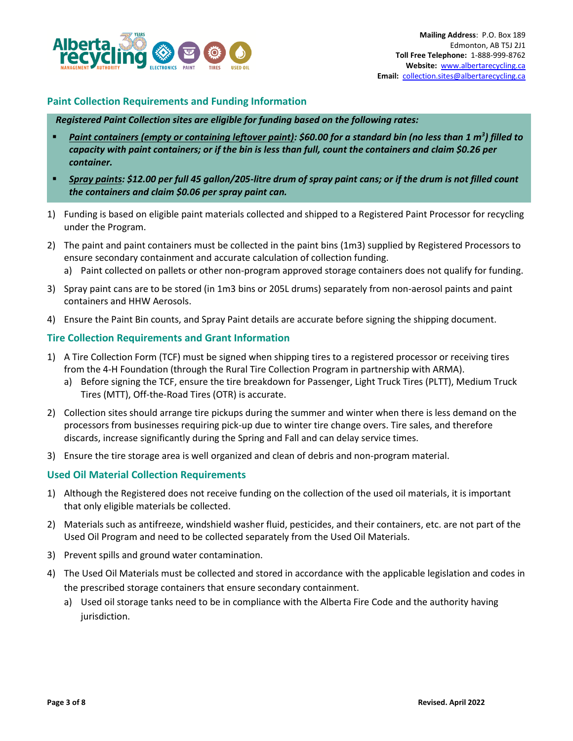**Mailing Address**: P.O. Box 189
Edmonton, AB T5J 2J1
**Toll Free Telephone:** 1-888-999-8762
**Website:** www.albertarecycling.ca
**Email:** collection.sites@albertarecycling.ca

## Paint Collection Requirements and Funding Information

***Registered Paint Collection sites are eligible for funding based on the following rates:***

- ***Paint containers (empty or containing leftover paint): $60.00 for a standard bin (no less than 1 m³) filled to capacity with paint containers; or if the bin is less than full, count the containers and claim $0.26 per container.***
- ***Spray paints: $12.00 per full 45 gallon/205-litre drum of spray paint cans; or if the drum is not filled count the containers and claim $0.06 per spray paint can.***

1) Funding is based on eligible paint materials collected and shipped to a Registered Paint Processor for recycling under the Program.
2) The paint and paint containers must be collected in the paint bins (1m3) supplied by Registered Processors to ensure secondary containment and accurate calculation of collection funding.
   a) Paint collected on pallets or other non-program approved storage containers does not qualify for funding.
3) Spray paint cans are to be stored (in 1m3 bins or 205L drums) separately from non-aerosol paints and paint containers and HHW Aerosols.
4) Ensure the Paint Bin counts, and Spray Paint details are accurate before signing the shipping document.

## Tire Collection Requirements and Grant Information

1) A Tire Collection Form (TCF) must be signed when shipping tires to a registered processor or receiving tires from the 4-H Foundation (through the Rural Tire Collection Program in partnership with ARMA).
   a) Before signing the TCF, ensure the tire breakdown for Passenger, Light Truck Tires (PLTT), Medium Truck Tires (MTT), Off-the-Road Tires (OTR) is accurate.
2) Collection sites should arrange tire pickups during the summer and winter when there is less demand on the processors from businesses requiring pick-up due to winter tire change overs. Tire sales, and therefore discards, increase significantly during the Spring and Fall and can delay service times.
3) Ensure the tire storage area is well organized and clean of debris and non-program material.

## Used Oil Material Collection Requirements

1) Although the Registered does not receive funding on the collection of the used oil materials, it is important that only eligible materials be collected.
2) Materials such as antifreeze, windshield washer fluid, pesticides, and their containers, etc. are not part of the Used Oil Program and need to be collected separately from the Used Oil Materials.
3) Prevent spills and ground water contamination.
4) The Used Oil Materials must be collected and stored in accordance with the applicable legislation and codes in the prescribed storage containers that ensure secondary containment.
   a) Used oil storage tanks need to be in compliance with the Alberta Fire Code and the authority having jurisdiction.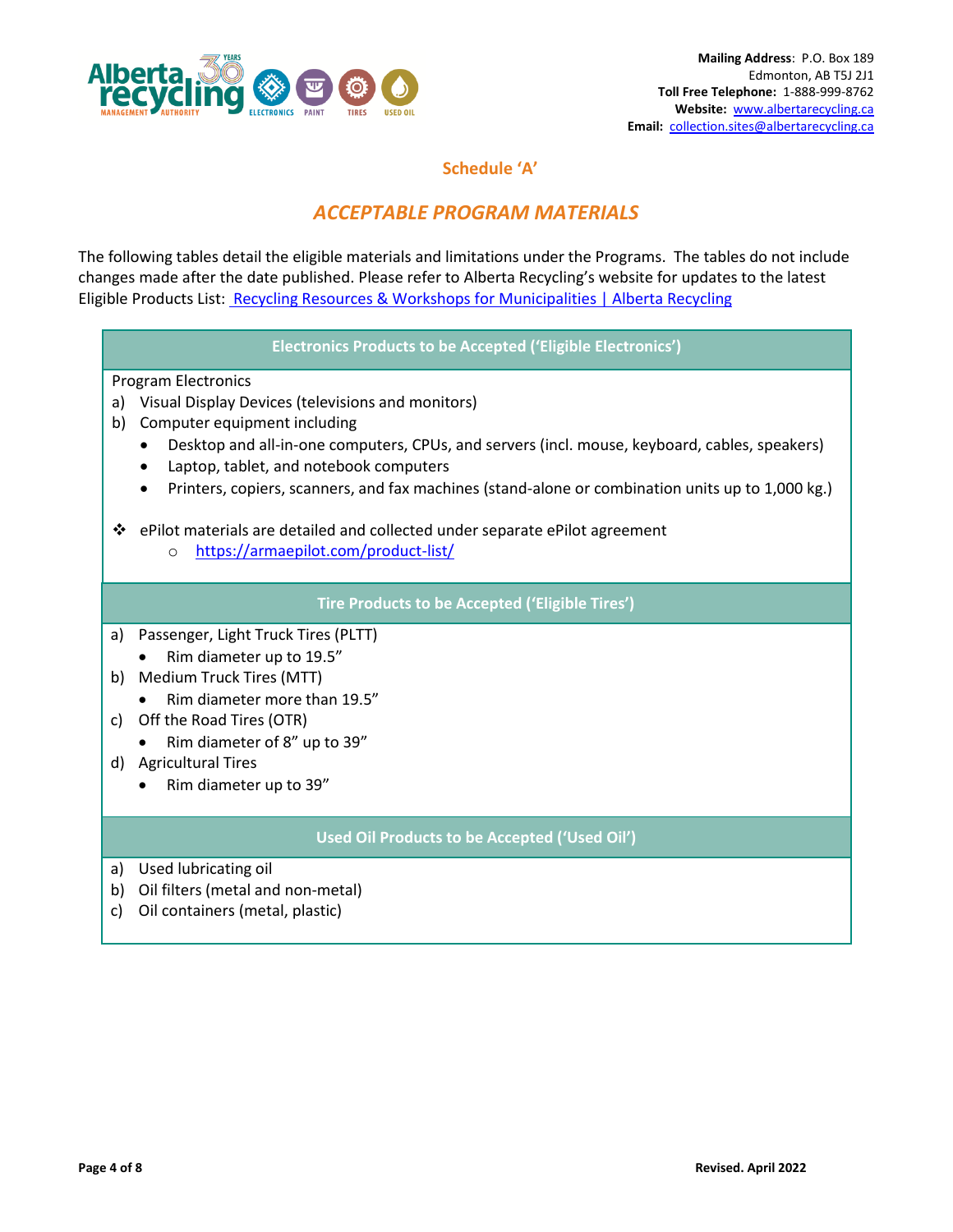Mailing Address: P.O. Box 189
Edmonton, AB T5J 2J1
**Toll Free Telephone:** 1-888-999-8762
**Website:** www.albertarecycling.ca
**Email:** collection.sites@albertarecycling.ca

## Schedule 'A'

# *ACCEPTABLE PROGRAM MATERIALS*

The following tables detail the eligible materials and limitations under the Programs. The tables do not include changes made after the date published. Please refer to Alberta Recycling's website for updates to the latest Eligible Products List: [Recycling Resources & Workshops for Municipalities | Alberta Recycling]

### Electronics Products to be Accepted ('Eligible Electronics')

Program Electronics

a) Visual Display Devices (televisions and monitors)
b) Computer equipment including
   - Desktop and all-in-one computers, CPUs, and servers (incl. mouse, keyboard, cables, speakers)
   - Laptop, tablet, and notebook computers
   - Printers, copiers, scanners, and fax machines (stand-alone or combination units up to 1,000 kg.)

❖ ePilot materials are detailed and collected under separate ePilot agreement
   - https://armaepilot.com/product-list/

### Tire Products to be Accepted ('Eligible Tires')

a) Passenger, Light Truck Tires (PLTT)
   - Rim diameter up to 19.5"
b) Medium Truck Tires (MTT)
   - Rim diameter more than 19.5"
c) Off the Road Tires (OTR)
   - Rim diameter of 8" up to 39"
d) Agricultural Tires
   - Rim diameter up to 39"

### Used Oil Products to be Accepted ('Used Oil')

a) Used lubricating oil
b) Oil filters (metal and non-metal)
c) Oil containers (metal, plastic)

Revised. April 2022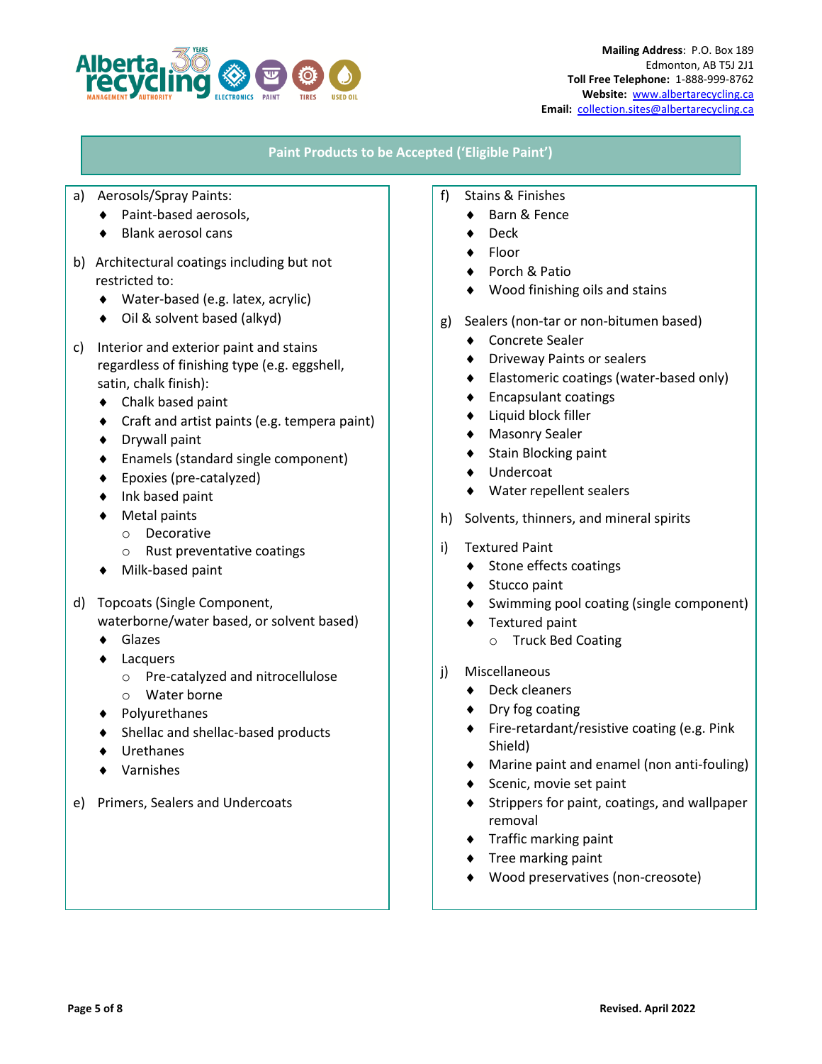**Mailing Address**: P.O. Box 189
Edmonton, AB T5J 2J1
**Toll Free Telephone:** 1-888-999-8762
**Website:** www.albertarecycling.ca
**Email:** collection.sites@albertarecycling.ca

## Paint Products to be Accepted ('Eligible Paint')

a) Aerosols/Spray Paints:
- Paint-based aerosols,
- Blank aerosol cans

b) Architectural coatings including but not restricted to:
- Water-based (e.g. latex, acrylic)
- Oil & solvent based (alkyd)

c) Interior and exterior paint and stains regardless of finishing type (e.g. eggshell, satin, chalk finish):
- Chalk based paint
- Craft and artist paints (e.g. tempera paint)
- Drywall paint
- Enamels (standard single component)
- Epoxies (pre-catalyzed)
- Ink based paint
- Metal paints
  - Decorative
  - Rust preventative coatings
- Milk-based paint

d) Topcoats (Single Component, waterborne/water based, or solvent based)
- Glazes
- Lacquers
  - Pre-catalyzed and nitrocellulose
  - Water borne
- Polyurethanes
- Shellac and shellac-based products
- Urethanes
- Varnishes

e) Primers, Sealers and Undercoats

f) Stains & Finishes
- Barn & Fence
- Deck
- Floor
- Porch & Patio
- Wood finishing oils and stains

g) Sealers (non-tar or non-bitumen based)
- Concrete Sealer
- Driveway Paints or sealers
- Elastomeric coatings (water-based only)
- Encapsulant coatings
- Liquid block filler
- Masonry Sealer
- Stain Blocking paint
- Undercoat
- Water repellent sealers

h) Solvents, thinners, and mineral spirits

i) Textured Paint
- Stone effects coatings
- Stucco paint
- Swimming pool coating (single component)
- Textured paint
  - Truck Bed Coating

j) Miscellaneous
- Deck cleaners
- Dry fog coating
- Fire-retardant/resistive coating (e.g. Pink Shield)
- Marine paint and enamel (non anti-fouling)
- Scenic, movie set paint
- Strippers for paint, coatings, and wallpaper removal
- Traffic marking paint
- Tree marking paint
- Wood preservatives (non-creosote)

**Revised. April 2022**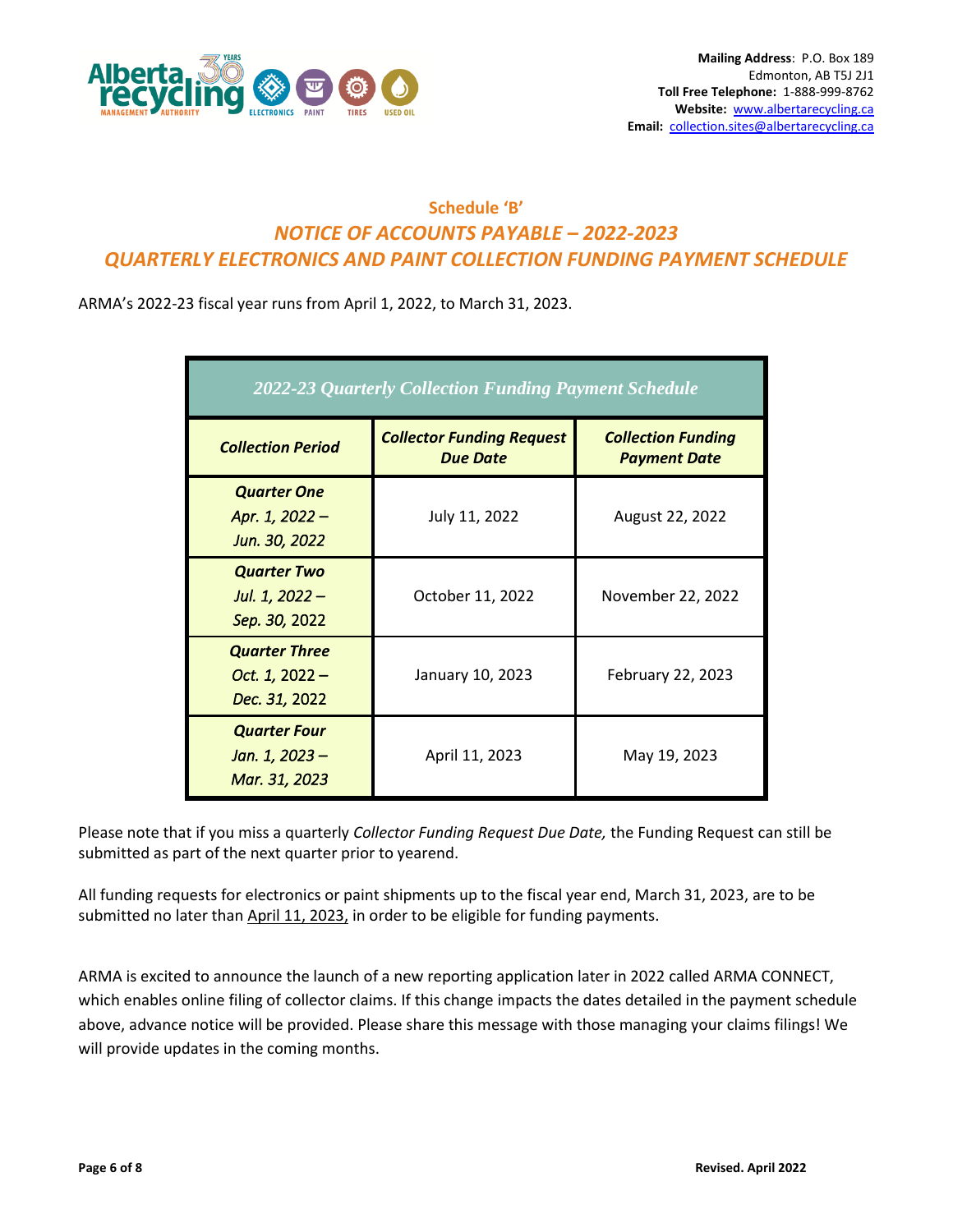**Mailing Address**: P.O. Box 189
Edmonton, AB T5J 2J1
**Toll Free Telephone:** 1-888-999-8762
**Website:** www.albertarecycling.ca
**Email:** collection.sites@albertarecycling.ca

## Schedule 'B'

## *NOTICE OF ACCOUNTS PAYABLE – 2022-2023*
## *QUARTERLY ELECTRONICS AND PAINT COLLECTION FUNDING PAYMENT SCHEDULE*

ARMA's 2022-23 fiscal year runs from April 1, 2022, to March 31, 2023.

| *2022-23 Quarterly Collection Funding Payment Schedule* | | |
|---|---|---|
| ***Collection Period*** | ***Collector Funding Request Due Date*** | ***Collection Funding Payment Date*** |
| ***Quarter One*** *Apr. 1, 2022 – Jun. 30, 2022* | July 11, 2022 | August 22, 2022 |
| ***Quarter Two*** *Jul. 1, 2022 – Sep. 30, 2022* | October 11, 2022 | November 22, 2022 |
| ***Quarter Three*** *Oct. 1, 2022 – Dec. 31, 2022* | January 10, 2023 | February 22, 2023 |
| ***Quarter Four*** *Jan. 1, 2023 – Mar. 31, 2023* | April 11, 2023 | May 19, 2023 |

Please note that if you miss a quarterly *Collector Funding Request Due Date,* the Funding Request can still be submitted as part of the next quarter prior to yearend.

All funding requests for electronics or paint shipments up to the fiscal year end, March 31, 2023, are to be submitted no later than April 11, 2023, in order to be eligible for funding payments.

ARMA is excited to announce the launch of a new reporting application later in 2022 called ARMA CONNECT, which enables online filing of collector claims. If this change impacts the dates detailed in the payment schedule above, advance notice will be provided. Please share this message with those managing your claims filings! We will provide updates in the coming months.

**Revised. April 2022**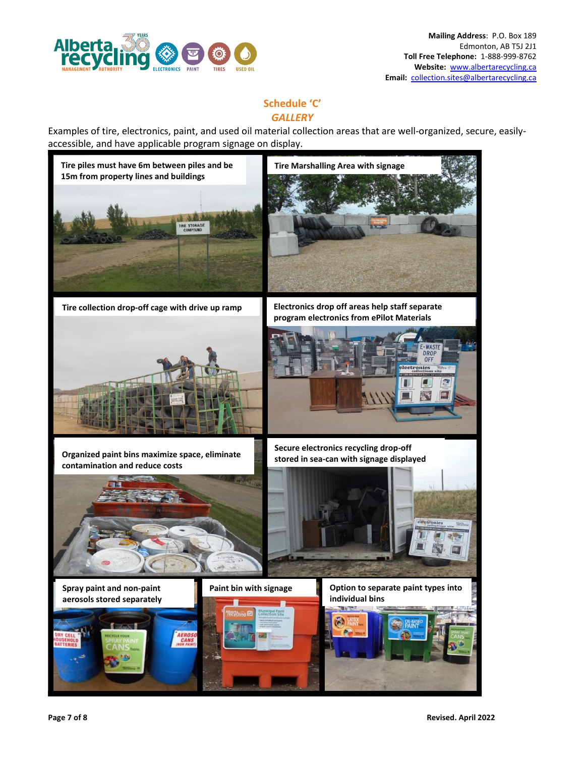**Mailing Address**: P.O. Box 189
Edmonton, AB T5J 2J1
**Toll Free Telephone:** 1-888-999-8762
**Website:** www.albertarecycling.ca
**Email:** collection.sites@albertarecycling.ca

## Schedule 'C'

### *GALLERY*

Examples of tire, electronics, paint, and used oil material collection areas that are well-organized, secure, easily-accessible, and have applicable program signage on display.

**Tire piles must have 6m between piles and be 15m from property lines and buildings**

**Tire Marshalling Area with signage**

**Tire collection drop-off cage with drive up ramp**

**Electronics drop off areas help staff separate program electronics from ePilot Materials**

**Organized paint bins maximize space, eliminate contamination and reduce costs**

**Secure electronics recycling drop-off stored in sea-can with signage displayed**

**Spray paint and non-paint aerosols stored separately**

**Paint bin with signage**

**Option to separate paint types into individual bins**

Revised. April 2022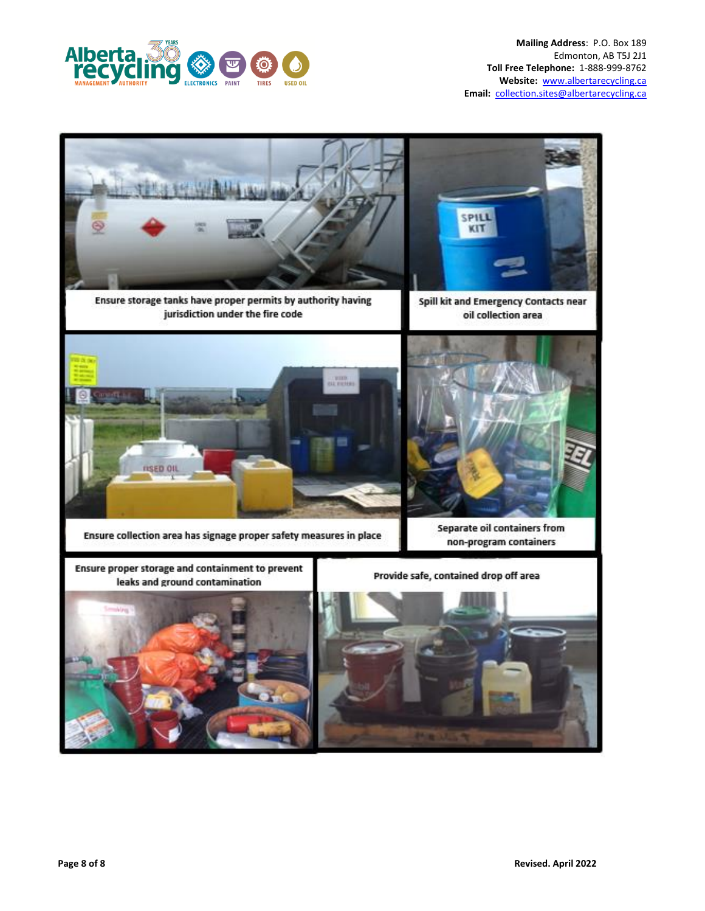**Mailing Address**: P.O. Box 189
Edmonton, AB T5J 2J1
**Toll Free Telephone:** 1-888-999-8762
**Website:** www.albertarecycling.ca
**Email:** collection.sites@albertarecycling.ca

Ensure storage tanks have proper permits by authority having jurisdiction under the fire code

Spill kit and Emergency Contacts near oil collection area

Ensure collection area has signage proper safety measures in place

Separate oil containers from non-program containers

Ensure proper storage and containment to prevent leaks and ground contamination

Provide safe, contained drop off area

Revised. April 2022